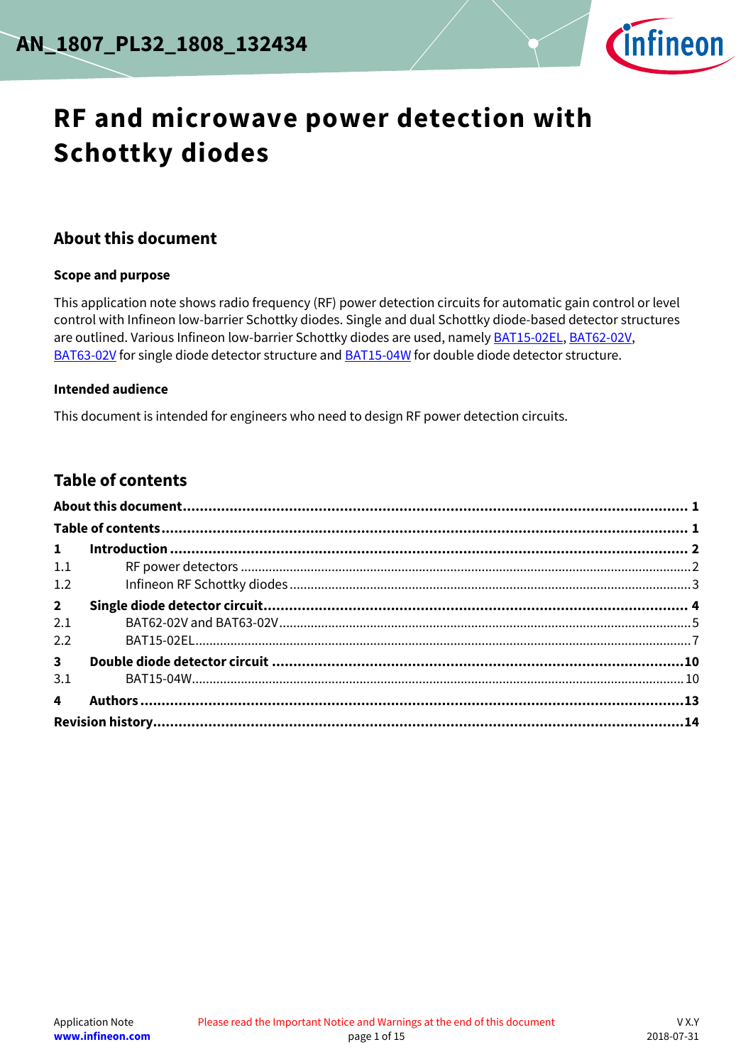AN_1807_PL32_1808_132434

# RF and microwave power detection with Schottky diodes

## About this document

### Scope and purpose

This application note shows radio frequency (RF) power detection circuits for automatic gain control or level control with Infineon low-barrier Schottky diodes. Single and dual Schottky diode-based detector structures are outlined. Various Infineon low-barrier Schottky diodes are used, namely BAT15-02EL, BAT62-02V, BAT63-02V for single diode detector structure and BAT15-04W for double diode detector structure.

### Intended audience

This document is intended for engineers who need to design RF power detection circuits.

## Table of contents

| | | |
|---|---|---|
| **About this document** | | **1** |
| **Table of contents** | | **1** |
| **1** | **Introduction** | **2** |
| 1.1 | RF power detectors | 2 |
| 1.2 | Infineon RF Schottky diodes | 3 |
| **2** | **Single diode detector circuit** | **4** |
| 2.1 | BAT62-02V and BAT63-02V | 5 |
| 2.2 | BAT15-02EL | 7 |
| **3** | **Double diode detector circuit** | **10** |
| 3.1 | BAT15-04W | 10 |
| **4** | **Authors** | **13** |
| **Revision history** | | **14** |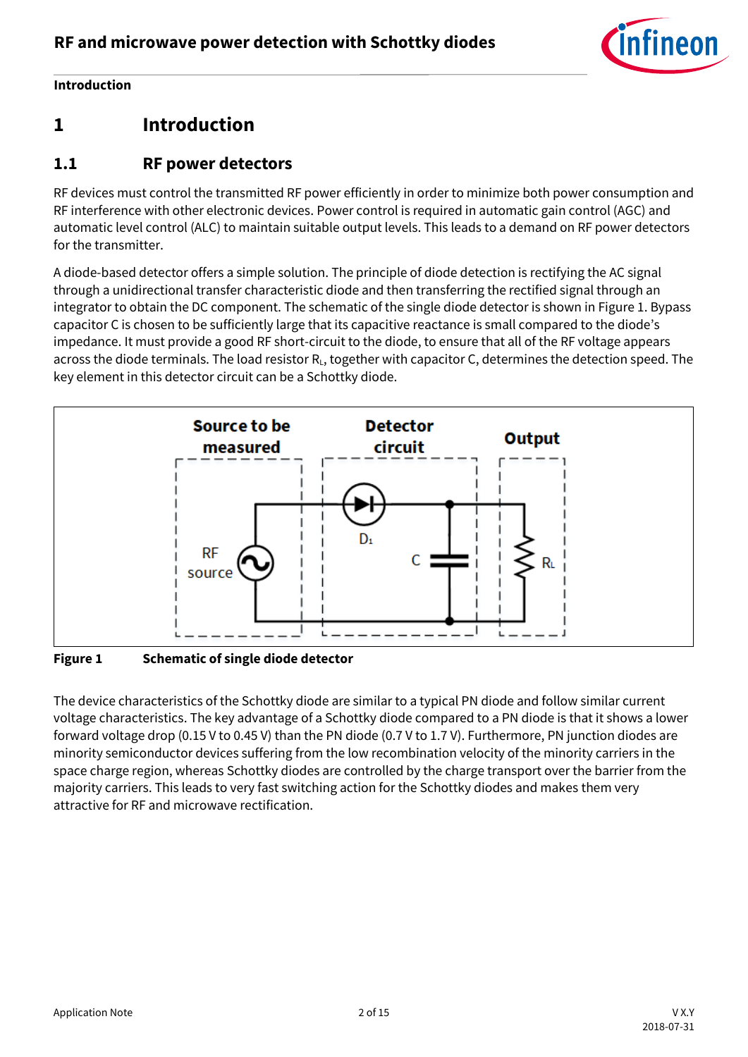# 1 Introduction

## 1.1 RF power detectors

RF devices must control the transmitted RF power efficiently in order to minimize both power consumption and RF interference with other electronic devices. Power control is required in automatic gain control (AGC) and automatic level control (ALC) to maintain suitable output levels. This leads to a demand on RF power detectors for the transmitter.

A diode-based detector offers a simple solution. The principle of diode detection is rectifying the AC signal through a unidirectional transfer characteristic diode and then transferring the rectified signal through an integrator to obtain the DC component. The schematic of the single diode detector is shown in Figure 1. Bypass capacitor C is chosen to be sufficiently large that its capacitive reactance is small compared to the diode's impedance. It must provide a good RF short-circuit to the diode, to ensure that all of the RF voltage appears across the diode terminals. The load resistor $R_L$, together with capacitor C, determines the detection speed. The key element in this detector circuit can be a Schottky diode.

Source to be measured | Detector circuit | Output

RF source | $D_1$ | C | $R_L$

**Figure 1 Schematic of single diode detector**

The device characteristics of the Schottky diode are similar to a typical PN diode and follow similar current voltage characteristics. The key advantage of a Schottky diode compared to a PN diode is that it shows a lower forward voltage drop (0.15 V to 0.45 V) than the PN diode (0.7 V to 1.7 V). Furthermore, PN junction diodes are minority semiconductor devices suffering from the low recombination velocity of the minority carriers in the space charge region, whereas Schottky diodes are controlled by the charge transport over the barrier from the majority carriers. This leads to very fast switching action for the Schottky diodes and makes them very attractive for RF and microwave rectification.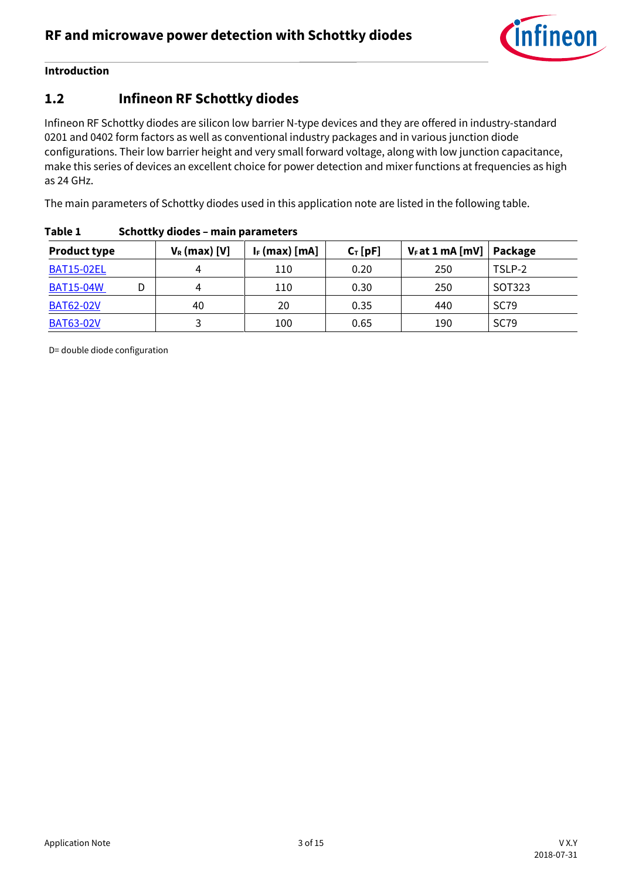**Introduction**

## 1.2 Infineon RF Schottky diodes

Infineon RF Schottky diodes are silicon low barrier N-type devices and they are offered in industry-standard 0201 and 0402 form factors as well as conventional industry packages and in various junction diode configurations. Their low barrier height and very small forward voltage, along with low junction capacitance, make this series of devices an excellent choice for power detection and mixer functions at frequencies as high as 24 GHz.

The main parameters of Schottky diodes used in this application note are listed in the following table.

**Table 1 Schottky diodes – main parameters**

| Product type | $V_R$ (max) [V] | $I_F$ (max) [mA] | $C_T$ [pF] | $V_F$ at 1 mA [mV] | Package |
|---|---|---|---|---|---|
| BAT15-02EL | 4 | 110 | 0.20 | 250 | TSLP-2 |
| BAT15-04W D | 4 | 110 | 0.30 | 250 | SOT323 |
| BAT62-02V | 40 | 20 | 0.35 | 440 | SC79 |
| BAT63-02V | 3 | 100 | 0.65 | 190 | SC79 |

D= double diode configuration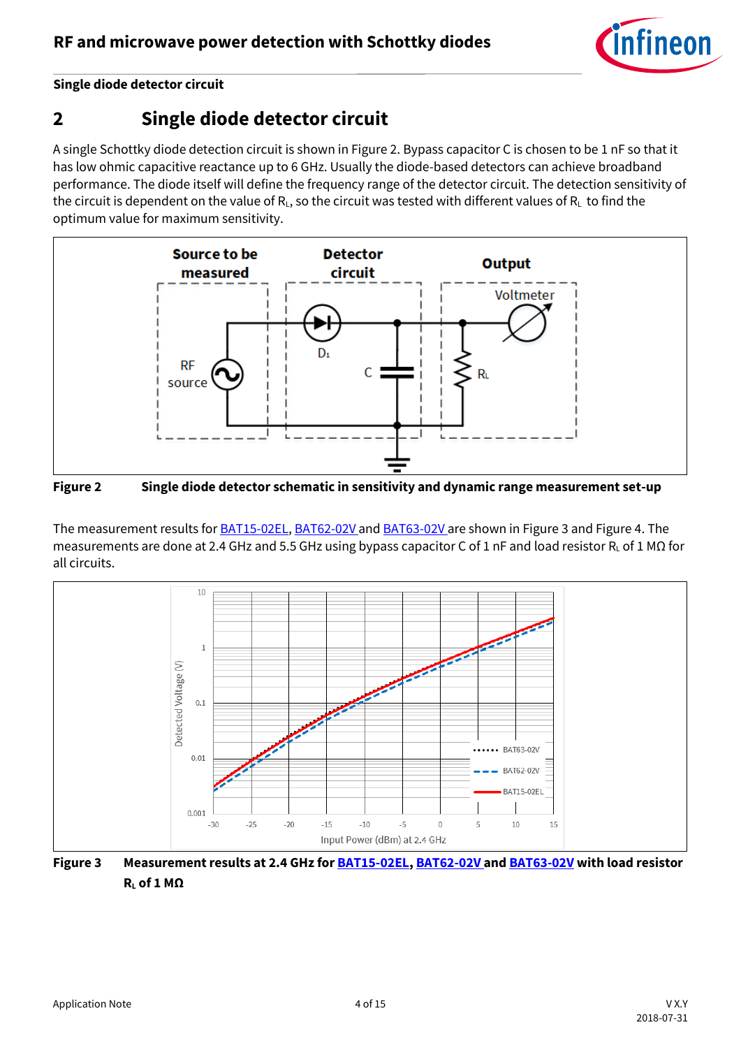## 2 Single diode detector circuit

A single Schottky diode detection circuit is shown in Figure 2. Bypass capacitor C is chosen to be 1 nF so that it has low ohmic capacitive reactance up to 6 GHz. Usually the diode-based detectors can achieve broadband performance. The diode itself will define the frequency range of the detector circuit. The detection sensitivity of the circuit is dependent on the value of $R_L$, so the circuit was tested with different values of $R_L$ to find the optimum value for maximum sensitivity.

**Figure 2** **Single diode detector schematic in sensitivity and dynamic range measurement set-up**

The measurement results for BAT15-02EL, BAT62-02V and BAT63-02V are shown in Figure 3 and Figure 4. The measurements are done at 2.4 GHz and 5.5 GHz using bypass capacitor C of 1 nF and load resistor $R_L$ of 1 MΩ for all circuits.

**Figure 3** **Measurement results at 2.4 GHz for BAT15-02EL, BAT62-02V and BAT63-02V with load resistor $R_L$ of 1 MΩ**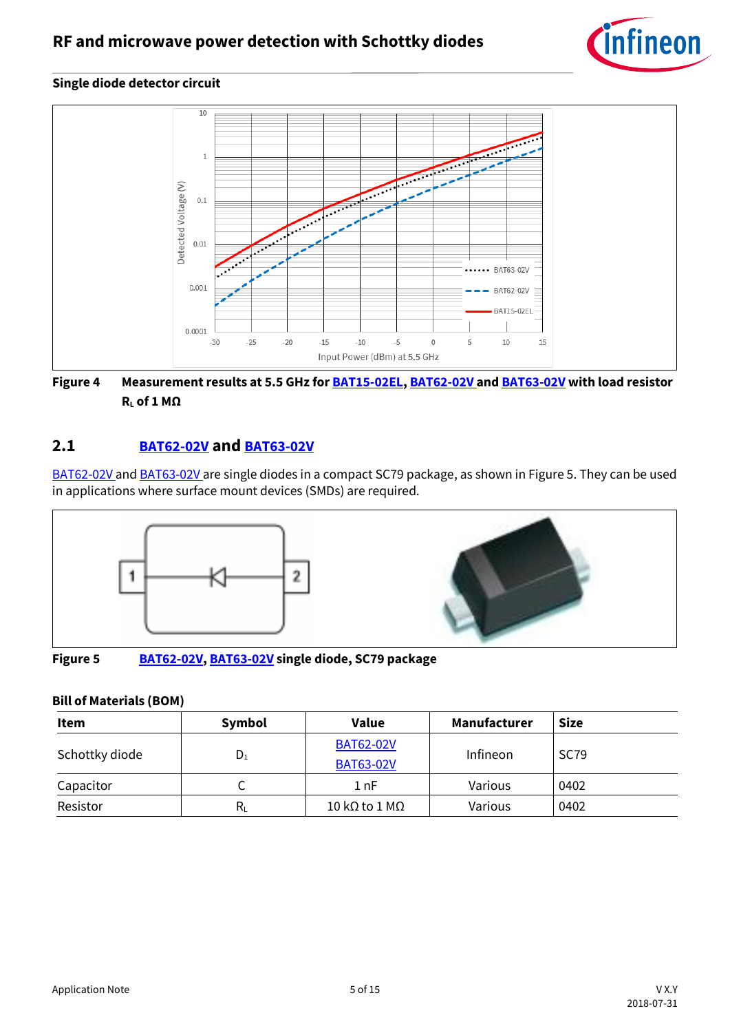### Single diode detector circuit

Figure 4 Measurement results at 5.5 GHz for BAT15-02EL, BAT62-02V and BAT63-02V with load resistor $R_L$ of 1 MΩ

## 2.1 BAT62-02V and BAT63-02V

BAT62-02V and BAT63-02V are single diodes in a compact SC79 package, as shown in Figure 5. They can be used in applications where surface mount devices (SMDs) are required.

Figure 5 BAT62-02V, BAT63-02V single diode, SC79 package

**Bill of Materials (BOM)**

| Item | Symbol | Value | Manufacturer | Size |
|---|---|---|---|---|
| Schottky diode | $D_1$ | BAT62-02V<br>BAT63-02V | Infineon | SC79 |
| Capacitor | C | 1 nF | Various | 0402 |
| Resistor | $R_L$ | 10 kΩ to 1 MΩ | Various | 0402 |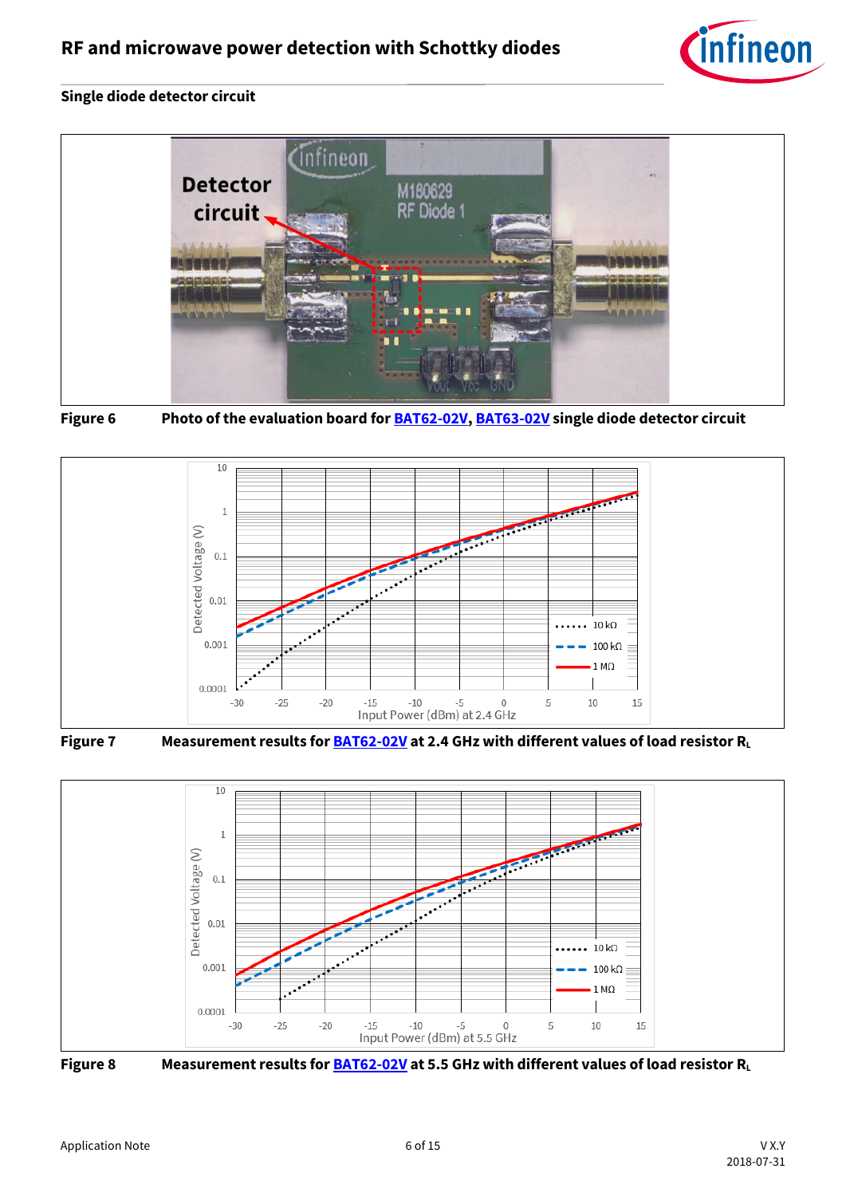## Single diode detector circuit

Figure 6 Photo of the evaluation board for BAT62-02V, BAT63-02V single diode detector circuit

Figure 7 Measurement results for BAT62-02V at 2.4 GHz with different values of load resistor $R_L$

Figure 8 Measurement results for BAT62-02V at 5.5 GHz with different values of load resistor $R_L$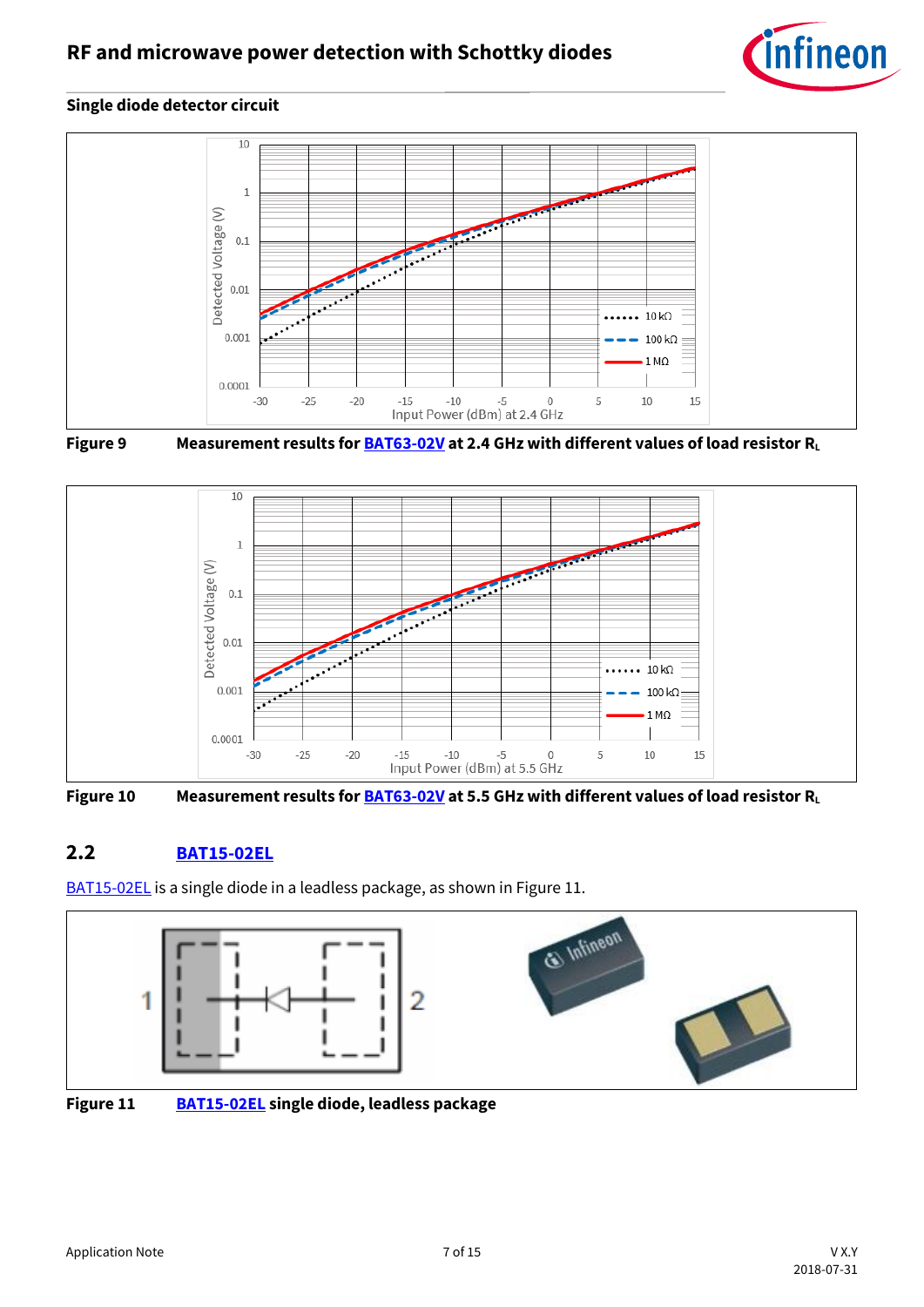### Single diode detector circuit

Figure 9 Measurement results for BAT63-02V at 2.4 GHz with different values of load resistor $R_L$

Figure 10 Measurement results for BAT63-02V at 5.5 GHz with different values of load resistor $R_L$

## 2.2 BAT15-02EL

BAT15-02EL is a single diode in a leadless package, as shown in Figure 11.

Figure 11 BAT15-02EL single diode, leadless package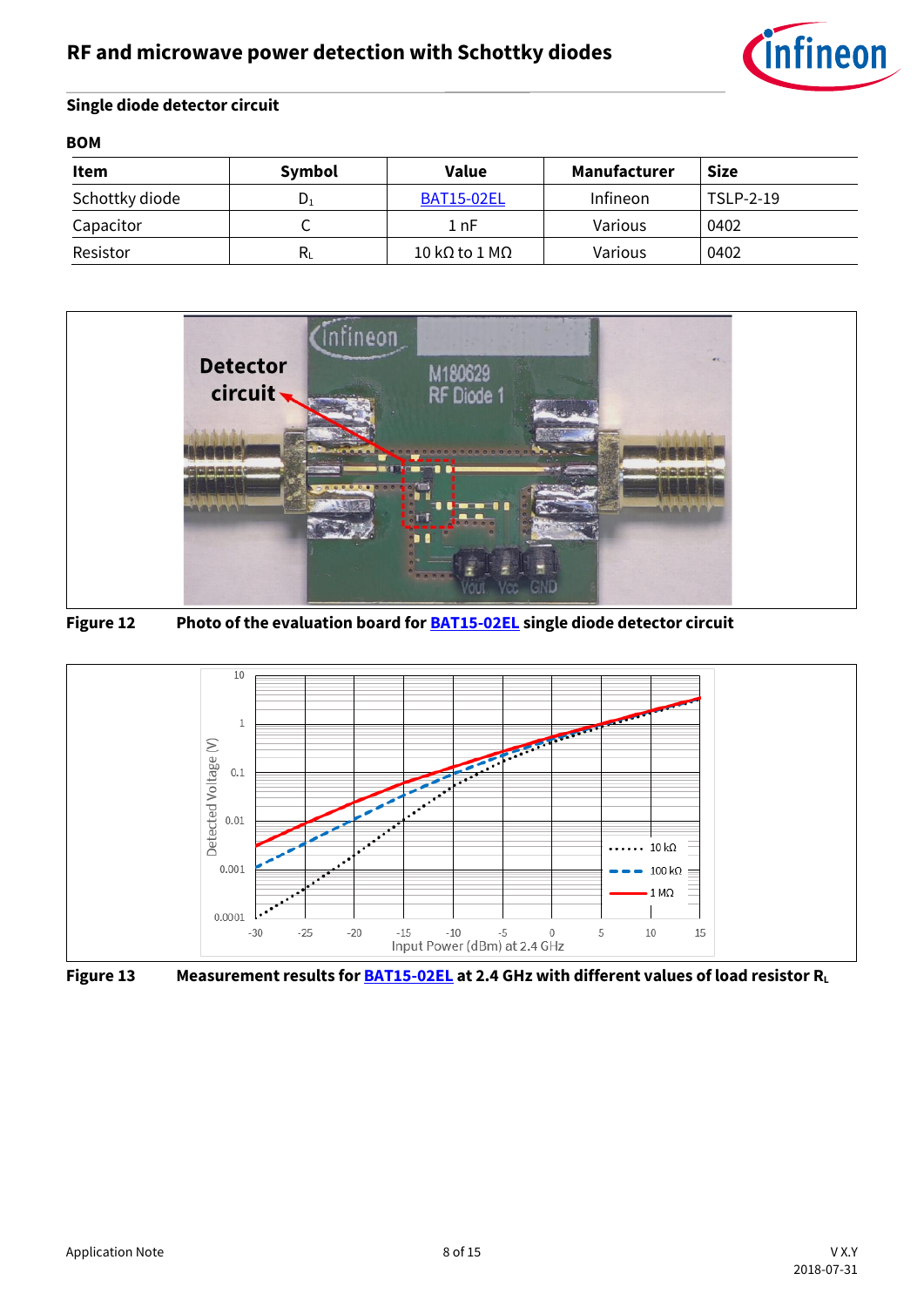### Single diode detector circuit

**BOM**

| Item | Symbol | Value | Manufacturer | Size |
|---|---|---|---|---|
| Schottky diode | $D_1$ | BAT15-02EL | Infineon | TSLP-2-19 |
| Capacitor | C | 1 nF | Various | 0402 |
| Resistor | $R_L$ | 10 kΩ to 1 MΩ | Various | 0402 |

**Figure 12** Photo of the evaluation board for BAT15-02EL single diode detector circuit

**Figure 13** Measurement results for BAT15-02EL at 2.4 GHz with different values of load resistor $R_L$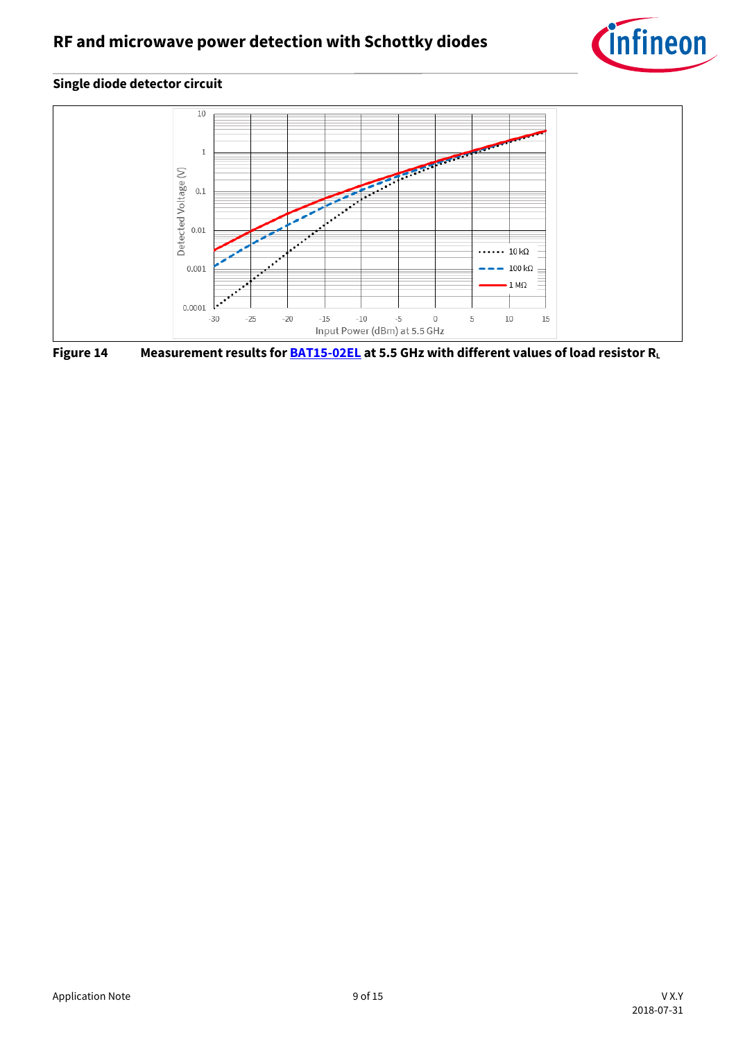## Single diode detector circuit

Figure 14 Measurement results for BAT15-02EL at 5.5 GHz with different values of load resistor $R_L$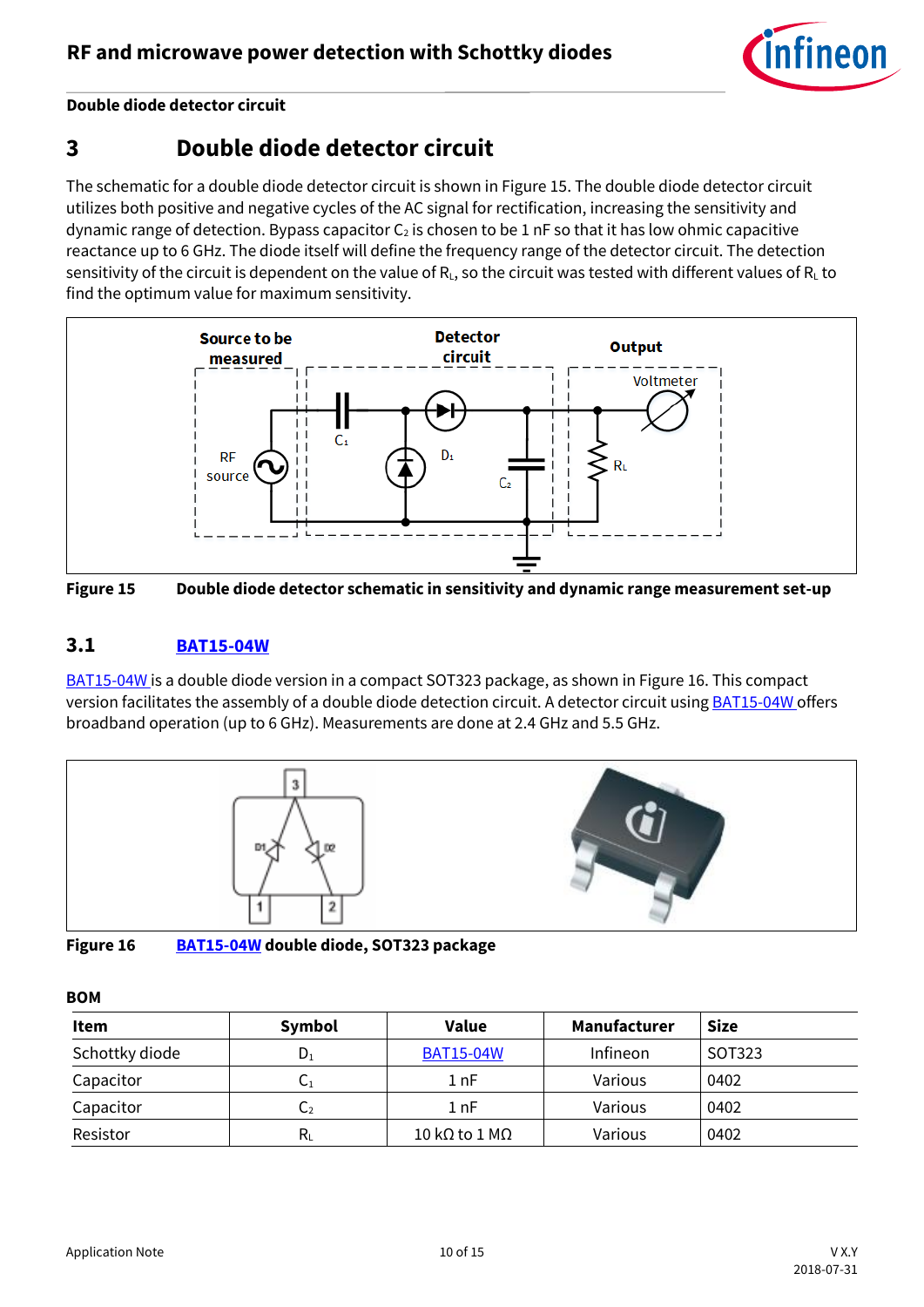# 3 Double diode detector circuit

The schematic for a double diode detector circuit is shown in Figure 15. The double diode detector circuit utilizes both positive and negative cycles of the AC signal for rectification, increasing the sensitivity and dynamic range of detection. Bypass capacitor $C_2$ is chosen to be 1 nF so that it has low ohmic capacitive reactance up to 6 GHz. The diode itself will define the frequency range of the detector circuit. The detection sensitivity of the circuit is dependent on the value of $R_L$, so the circuit was tested with different values of $R_L$ to find the optimum value for maximum sensitivity.

**Figure 15** Double diode detector schematic in sensitivity and dynamic range measurement set-up

## 3.1 BAT15-04W

BAT15-04W is a double diode version in a compact SOT323 package, as shown in Figure 16. This compact version facilitates the assembly of a double diode detection circuit. A detector circuit using BAT15-04W offers broadband operation (up to 6 GHz). Measurements are done at 2.4 GHz and 5.5 GHz.

**Figure 16** BAT15-04W double diode, SOT323 package

**BOM**

| Item | Symbol | Value | Manufacturer | Size |
|---|---|---|---|---|
| Schottky diode | $D_1$ | BAT15-04W | Infineon | SOT323 |
| Capacitor | $C_1$ | 1 nF | Various | 0402 |
| Capacitor | $C_2$ | 1 nF | Various | 0402 |
| Resistor | $R_L$ | 10 kΩ to 1 MΩ | Various | 0402 |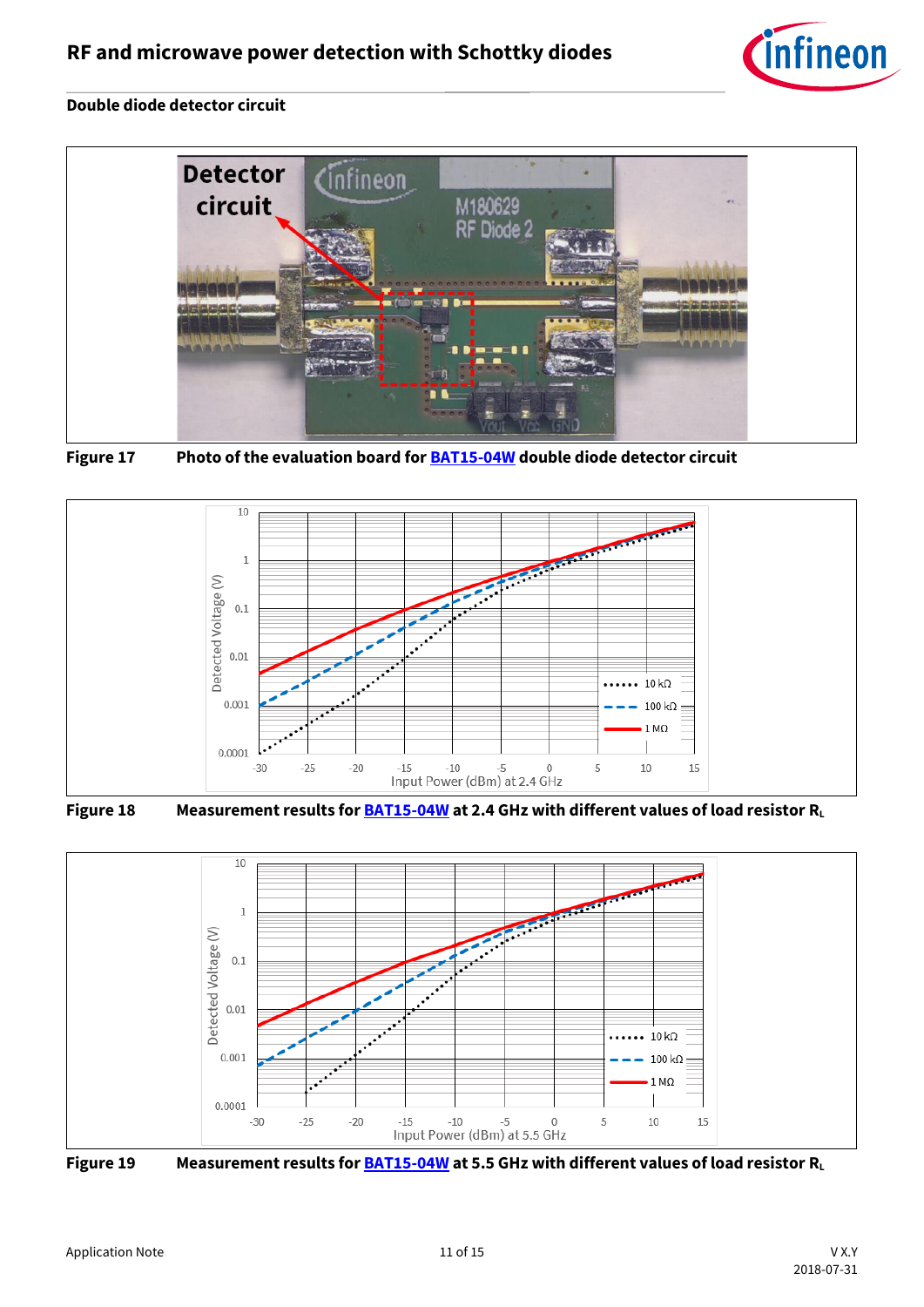## Double diode detector circuit

**Figure 17** Photo of the evaluation board for BAT15-04W double diode detector circuit

**Figure 18** Measurement results for BAT15-04W at 2.4 GHz with different values of load resistor $R_L$

**Figure 19** Measurement results for BAT15-04W at 5.5 GHz with different values of load resistor $R_L$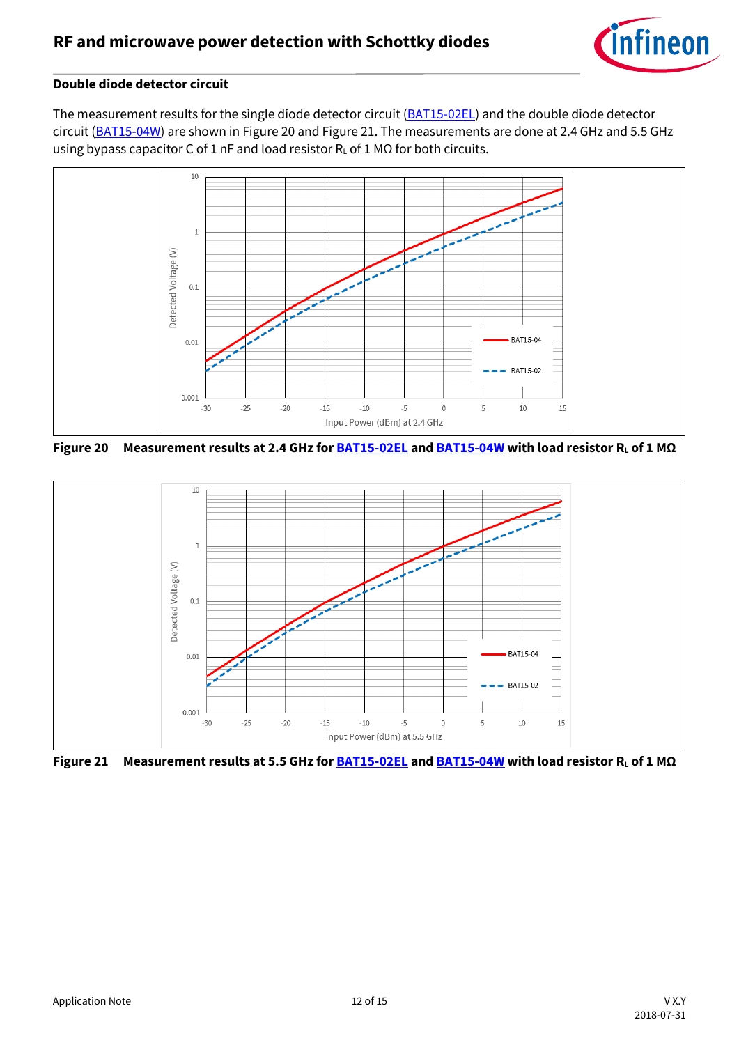### Double diode detector circuit

The measurement results for the single diode detector circuit (BAT15-02EL) and the double diode detector circuit (BAT15-04W) are shown in Figure 20 and Figure 21. The measurements are done at 2.4 GHz and 5.5 GHz using bypass capacitor C of 1 nF and load resistor $R_L$ of 1 MΩ for both circuits.

**Figure 20 Measurement results at 2.4 GHz for BAT15-02EL and BAT15-04W with load resistor $R_L$ of 1 MΩ**

**Figure 21 Measurement results at 5.5 GHz for BAT15-02EL and BAT15-04W with load resistor $R_L$ of 1 MΩ**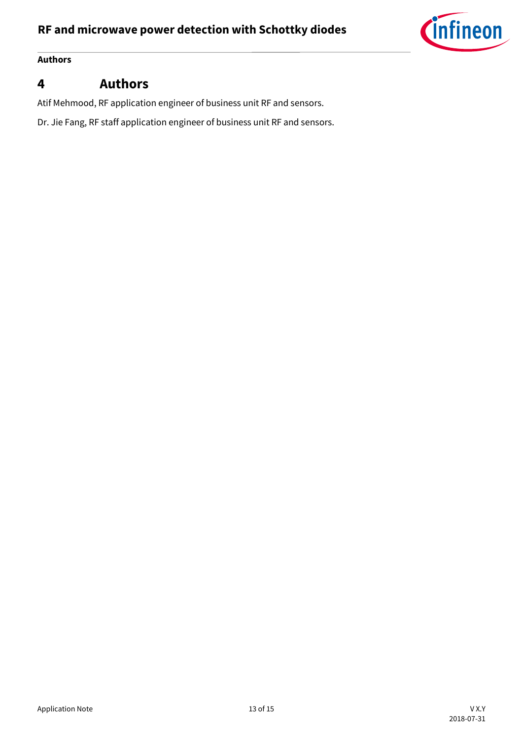# 4 Authors

Atif Mehmood, RF application engineer of business unit RF and sensors.

Dr. Jie Fang, RF staff application engineer of business unit RF and sensors.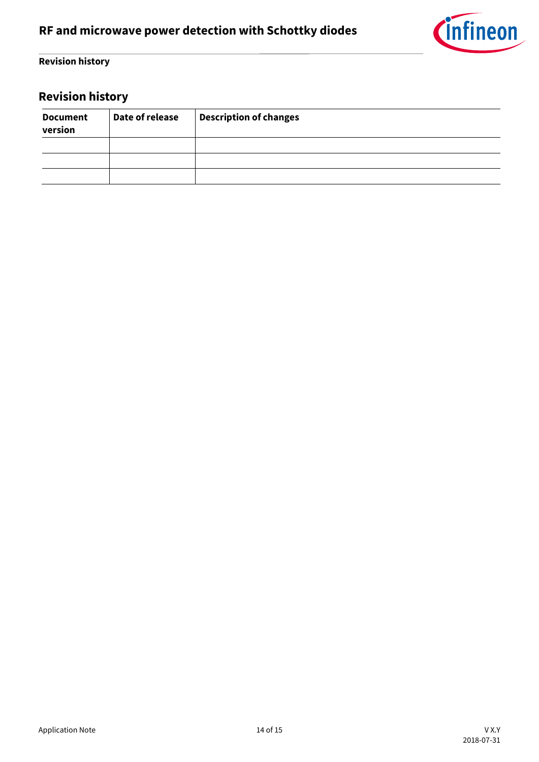# Revision history

| Document version | Date of release | Description of changes |
|---|---|---|
| | | |
| | | |
| | | |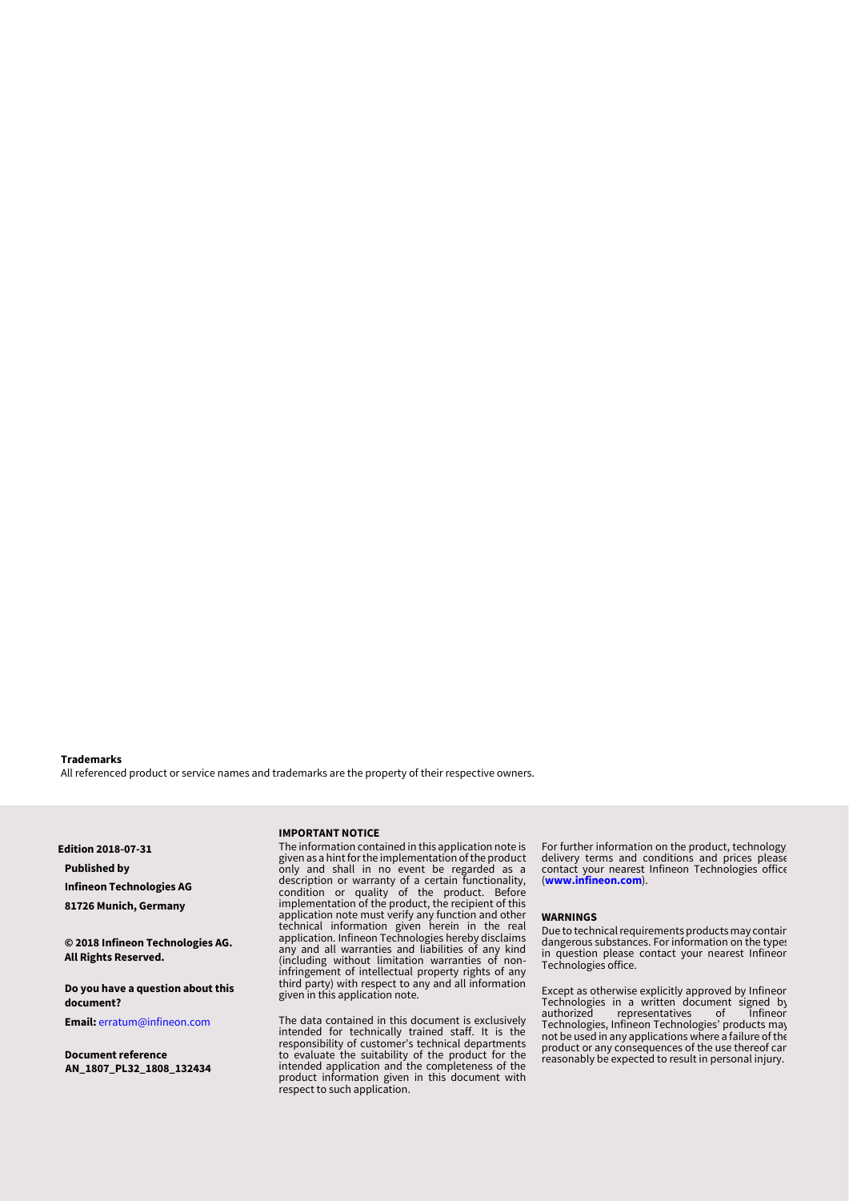**Trademarks**

All referenced product or service names and trademarks are the property of their respective owners.

**Edition 2018-07-31**

**Published by**

**Infineon Technologies AG**

**81726 Munich, Germany**

**© 2018 Infineon Technologies AG. All Rights Reserved.**

**Do you have a question about this document?**

**Email:** erratum@infineon.com

**Document reference AN_1807_PL32_1808_132434**

**IMPORTANT NOTICE**

The information contained in this application note is given as a hint for the implementation of the product only and shall in no event be regarded as a description or warranty of a certain functionality, condition or quality of the product. Before implementation of the product, the recipient of this application note must verify any function and other technical information given herein in the real application. Infineon Technologies hereby disclaims any and all warranties and liabilities of any kind (including without limitation warranties of non-infringement of intellectual property rights of any third party) with respect to any and all information given in this application note.

The data contained in this document is exclusively intended for technically trained staff. It is the responsibility of customer's technical departments to evaluate the suitability of the product for the intended application and the completeness of the product information given in this document with respect to such application.

For further information on the product, technology, delivery terms and conditions and prices please contact your nearest Infineon Technologies office (**www.infineon.com**).

**WARNINGS**

Due to technical requirements products may contain dangerous substances. For information on the types in question please contact your nearest Infineon Technologies office.

Except as otherwise explicitly approved by Infineon Technologies in a written document signed by authorized representatives of Infineon Technologies, Infineon Technologies' products may not be used in any applications where a failure of the product or any consequences of the use thereof can reasonably be expected to result in personal injury.